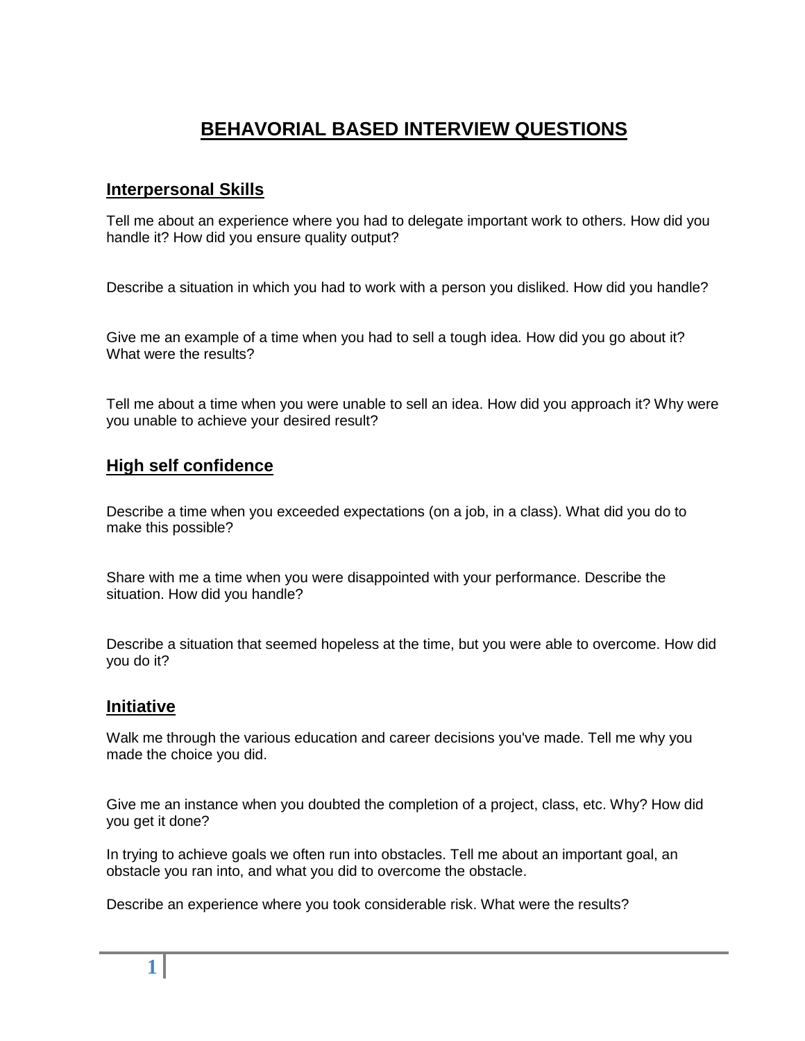# BEHAVORIAL BASED INTERVIEW QUESTIONS

## Interpersonal Skills

Tell me about an experience where you had to delegate important work to others. How did you handle it? How did you ensure quality output?

Describe a situation in which you had to work with a person you disliked. How did you handle?

Give me an example of a time when you had to sell a tough idea. How did you go about it? What were the results?

Tell me about a time when you were unable to sell an idea. How did you approach it? Why were you unable to achieve your desired result?

## High self confidence

Describe a time when you exceeded expectations (on a job, in a class). What did you do to make this possible?

Share with me a time when you were disappointed with your performance. Describe the situation. How did you handle?

Describe a situation that seemed hopeless at the time, but you were able to overcome. How did you do it?

## Initiative

Walk me through the various education and career decisions you've made. Tell me why you made the choice you did.

Give me an instance when you doubted the completion of a project, class, etc. Why? How did you get it done?

In trying to achieve goals we often run into obstacles. Tell me about an important goal, an obstacle you ran into, and what you did to overcome the obstacle.

Describe an experience where you took considerable risk. What were the results?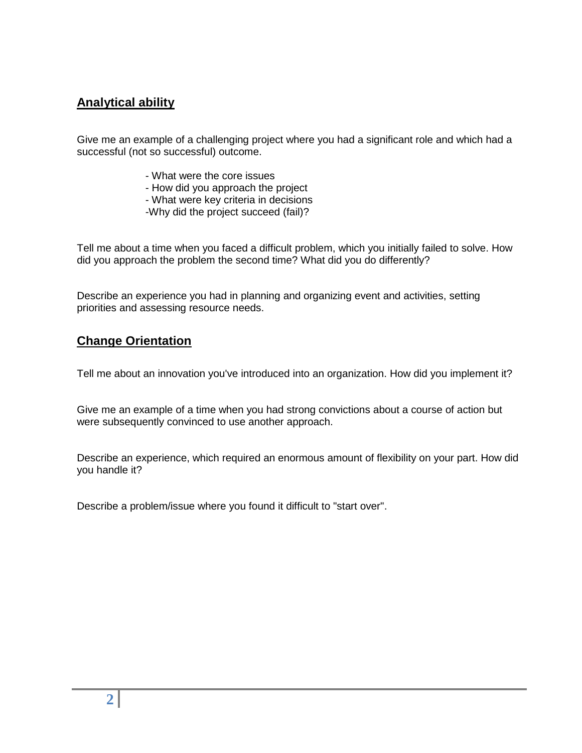## Analytical ability

Give me an example of a challenging project where you had a significant role and which had a successful (not so successful) outcome.

- What were the core issues
- How did you approach the project
- What were key criteria in decisions
- Why did the project succeed (fail)?

Tell me about a time when you faced a difficult problem, which you initially failed to solve. How did you approach the problem the second time? What did you do differently?

Describe an experience you had in planning and organizing event and activities, setting priorities and assessing resource needs.

## Change Orientation

Tell me about an innovation you've introduced into an organization. How did you implement it?

Give me an example of a time when you had strong convictions about a course of action but were subsequently convinced to use another approach.

Describe an experience, which required an enormous amount of flexibility on your part. How did you handle it?

Describe a problem/issue where you found it difficult to "start over".